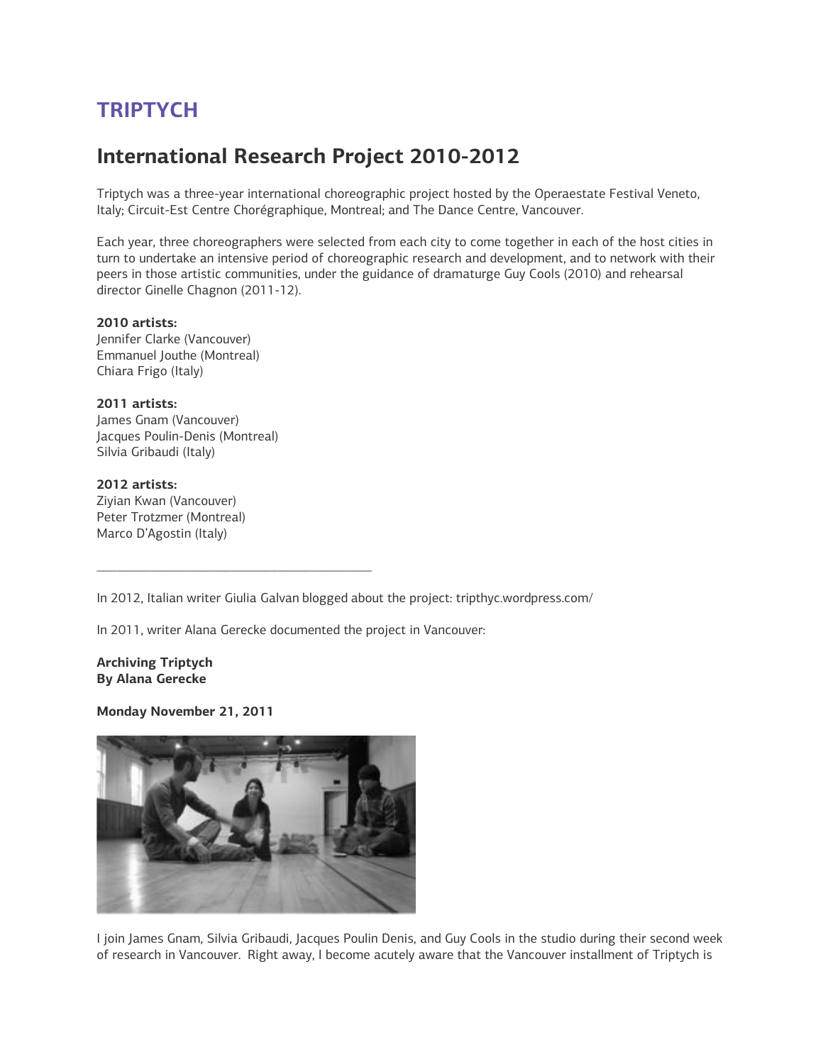# TRIPTYCH

## International Research Project 2010-2012

Triptych was a three-year international choreographic project hosted by the Operaestate Festival Veneto, Italy; Circuit-Est Centre Chorégraphique, Montreal; and The Dance Centre, Vancouver.

Each year, three choreographers were selected from each city to come together in each of the host cities in turn to undertake an intensive period of choreographic research and development, and to network with their peers in those artistic communities, under the guidance of dramaturge Guy Cools (2010) and rehearsal director Ginelle Chagnon (2011-12).

**2010 artists:**
Jennifer Clarke (Vancouver)
Emmanuel Jouthe (Montreal)
Chiara Frigo (Italy)

**2011 artists:**
James Gnam (Vancouver)
Jacques Poulin-Denis (Montreal)
Silvia Gribaudi (Italy)

**2012 artists:**
Ziyian Kwan (Vancouver)
Peter Trotzmer (Montreal)
Marco D'Agostin (Italy)

---

In 2012, Italian writer Giulia Galvan blogged about the project: tripthyc.wordpress.com/

In 2011, writer Alana Gerecke documented the project in Vancouver:

**Archiving Triptych**
**By Alana Gerecke**

**Monday November 21, 2011**

I join James Gnam, Silvia Gribaudi, Jacques Poulin Denis, and Guy Cools in the studio during their second week of research in Vancouver. Right away, I become acutely aware that the Vancouver installment of Triptych is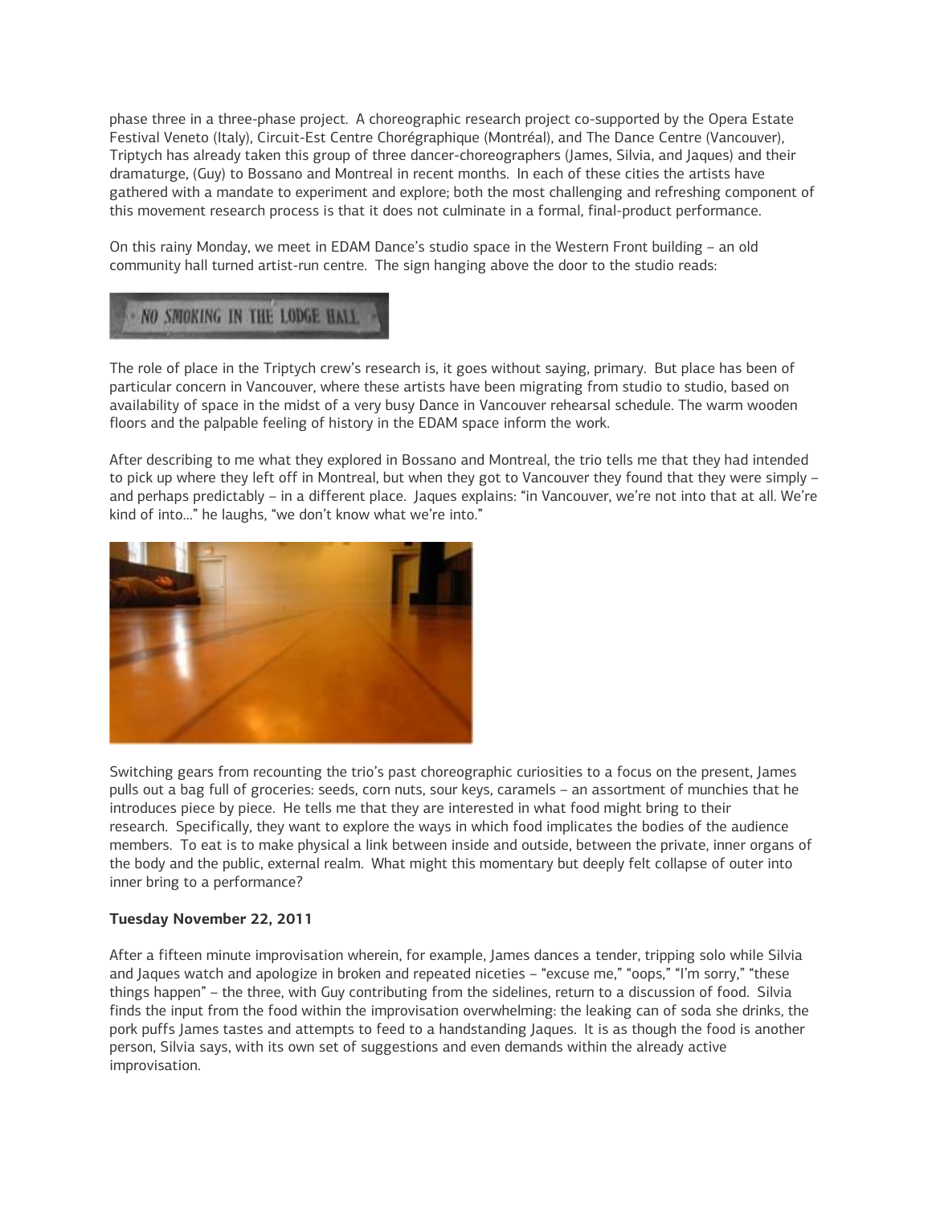phase three in a three-phase project. A choreographic research project co-supported by the Opera Estate Festival Veneto (Italy), Circuit-Est Centre Chorégraphique (Montréal), and The Dance Centre (Vancouver), Triptych has already taken this group of three dancer-choreographers (James, Silvia, and Jaques) and their dramaturge, (Guy) to Bossano and Montreal in recent months. In each of these cities the artists have gathered with a mandate to experiment and explore; both the most challenging and refreshing component of this movement research process is that it does not culminate in a formal, final-product performance.

On this rainy Monday, we meet in EDAM Dance's studio space in the Western Front building – an old community hall turned artist-run centre. The sign hanging above the door to the studio reads:

NO SMOKING IN THE LODGE HALL

The role of place in the Triptych crew's research is, it goes without saying, primary. But place has been of particular concern in Vancouver, where these artists have been migrating from studio to studio, based on availability of space in the midst of a very busy Dance in Vancouver rehearsal schedule. The warm wooden floors and the palpable feeling of history in the EDAM space inform the work.

After describing to me what they explored in Bossano and Montreal, the trio tells me that they had intended to pick up where they left off in Montreal, but when they got to Vancouver they found that they were simply – and perhaps predictably – in a different place. Jaques explains: "in Vancouver, we're not into that at all. We're kind of into…" he laughs, "we don't know what we're into."

Switching gears from recounting the trio's past choreographic curiosities to a focus on the present, James pulls out a bag full of groceries: seeds, corn nuts, sour keys, caramels – an assortment of munchies that he introduces piece by piece. He tells me that they are interested in what food might bring to their research. Specifically, they want to explore the ways in which food implicates the bodies of the audience members. To eat is to make physical a link between inside and outside, between the private, inner organs of the body and the public, external realm. What might this momentary but deeply felt collapse of outer into inner bring to a performance?

**Tuesday November 22, 2011**

After a fifteen minute improvisation wherein, for example, James dances a tender, tripping solo while Silvia and Jaques watch and apologize in broken and repeated niceties – "excuse me," "oops," "I'm sorry," "these things happen" – the three, with Guy contributing from the sidelines, return to a discussion of food. Silvia finds the input from the food within the improvisation overwhelming: the leaking can of soda she drinks, the pork puffs James tastes and attempts to feed to a handstanding Jaques. It is as though the food is another person, Silvia says, with its own set of suggestions and even demands within the already active improvisation.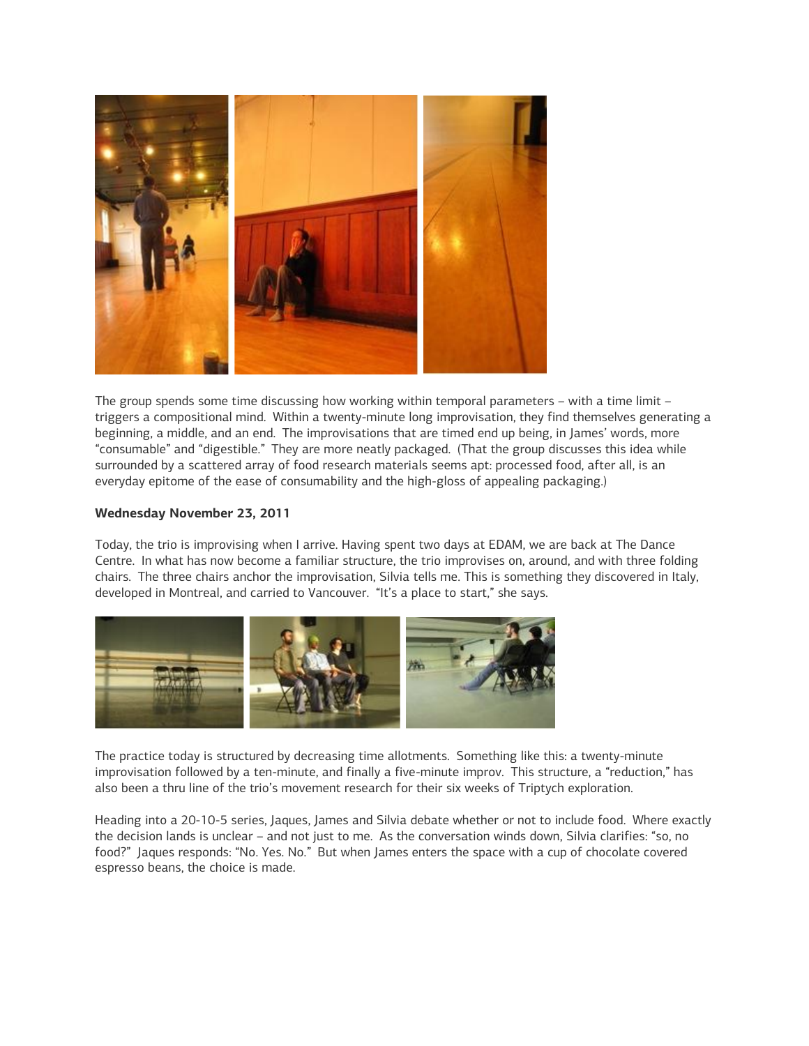The group spends some time discussing how working within temporal parameters – with a time limit – triggers a compositional mind. Within a twenty-minute long improvisation, they find themselves generating a beginning, a middle, and an end. The improvisations that are timed end up being, in James' words, more "consumable" and "digestible." They are more neatly packaged. (That the group discusses this idea while surrounded by a scattered array of food research materials seems apt: processed food, after all, is an everyday epitome of the ease of consumability and the high-gloss of appealing packaging.)

**Wednesday November 23, 2011**

Today, the trio is improvising when I arrive. Having spent two days at EDAM, we are back at The Dance Centre. In what has now become a familiar structure, the trio improvises on, around, and with three folding chairs. The three chairs anchor the improvisation, Silvia tells me. This is something they discovered in Italy, developed in Montreal, and carried to Vancouver. "It's a place to start," she says.

The practice today is structured by decreasing time allotments. Something like this: a twenty-minute improvisation followed by a ten-minute, and finally a five-minute improv. This structure, a "reduction," has also been a thru line of the trio's movement research for their six weeks of Triptych exploration.

Heading into a 20-10-5 series, Jaques, James and Silvia debate whether or not to include food. Where exactly the decision lands is unclear – and not just to me. As the conversation winds down, Silvia clarifies: "so, no food?" Jaques responds: "No. Yes. No." But when James enters the space with a cup of chocolate covered espresso beans, the choice is made.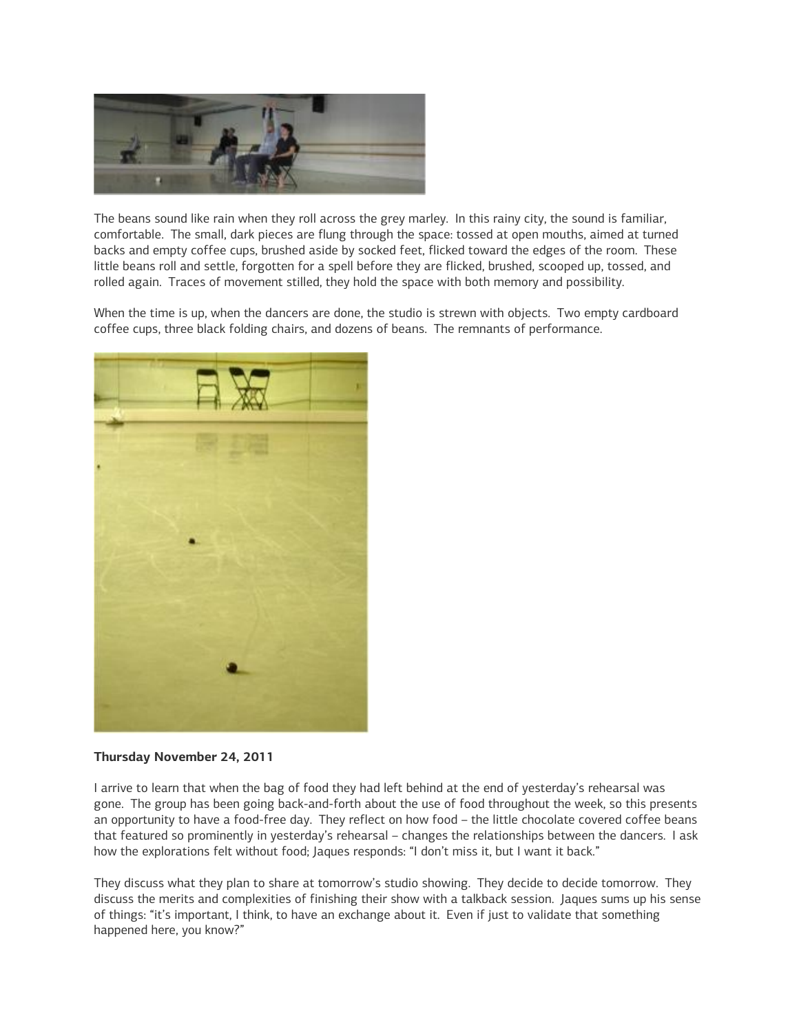The beans sound like rain when they roll across the grey marley. In this rainy city, the sound is familiar, comfortable. The small, dark pieces are flung through the space: tossed at open mouths, aimed at turned backs and empty coffee cups, brushed aside by socked feet, flicked toward the edges of the room. These little beans roll and settle, forgotten for a spell before they are flicked, brushed, scooped up, tossed, and rolled again. Traces of movement stilled, they hold the space with both memory and possibility.

When the time is up, when the dancers are done, the studio is strewn with objects. Two empty cardboard coffee cups, three black folding chairs, and dozens of beans. The remnants of performance.

**Thursday November 24, 2011**

I arrive to learn that when the bag of food they had left behind at the end of yesterday's rehearsal was gone. The group has been going back-and-forth about the use of food throughout the week, so this presents an opportunity to have a food-free day. They reflect on how food – the little chocolate covered coffee beans that featured so prominently in yesterday's rehearsal – changes the relationships between the dancers. I ask how the explorations felt without food; Jaques responds: "I don't miss it, but I want it back."

They discuss what they plan to share at tomorrow's studio showing. They decide to decide tomorrow. They discuss the merits and complexities of finishing their show with a talkback session. Jaques sums up his sense of things: "it's important, I think, to have an exchange about it. Even if just to validate that something happened here, you know?"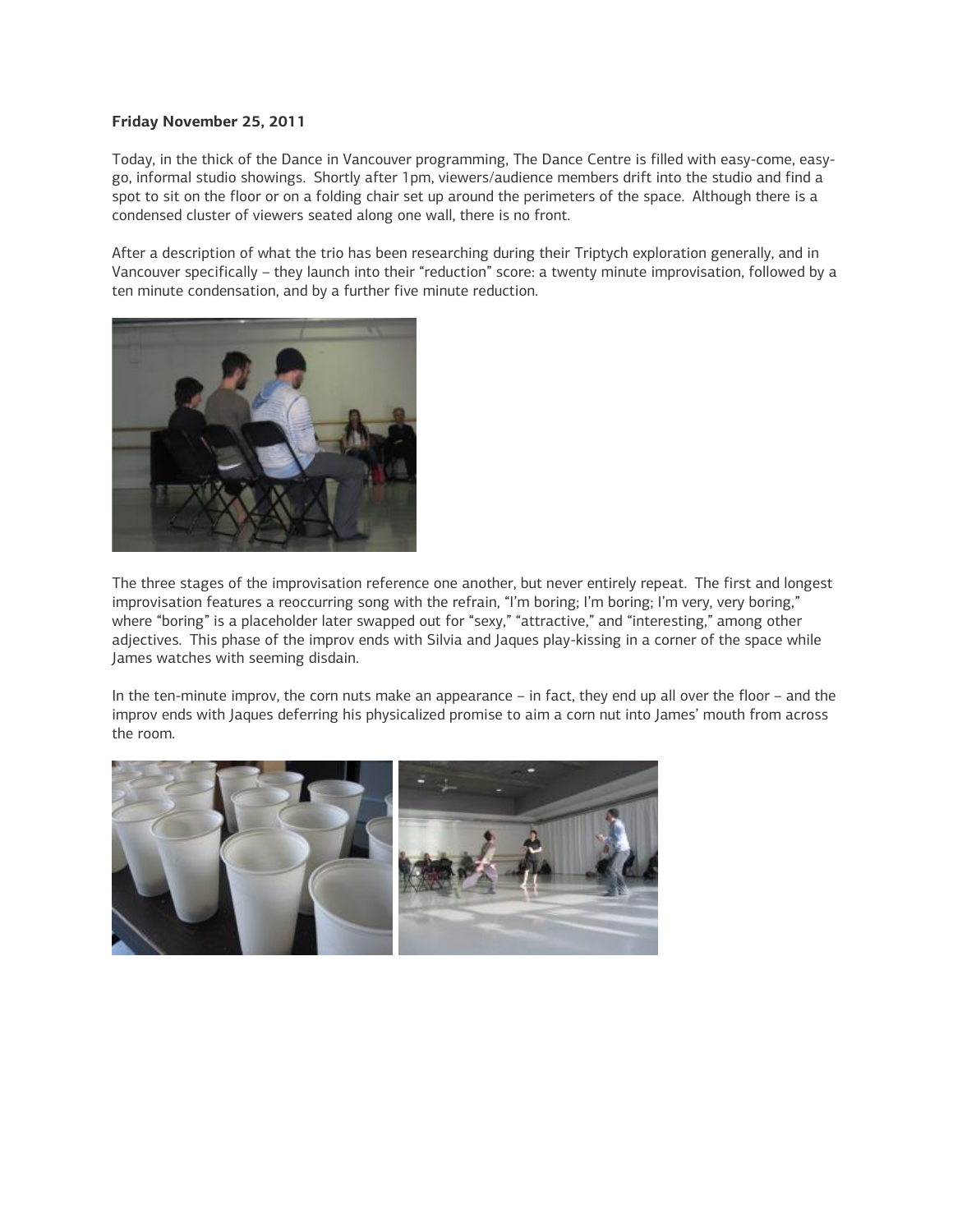**Friday November 25, 2011**

Today, in the thick of the Dance in Vancouver programming, The Dance Centre is filled with easy-come, easy-go, informal studio showings. Shortly after 1pm, viewers/audience members drift into the studio and find a spot to sit on the floor or on a folding chair set up around the perimeters of the space. Although there is a condensed cluster of viewers seated along one wall, there is no front.

After a description of what the trio has been researching during their Triptych exploration generally, and in Vancouver specifically – they launch into their "reduction" score: a twenty minute improvisation, followed by a ten minute condensation, and by a further five minute reduction.

The three stages of the improvisation reference one another, but never entirely repeat. The first and longest improvisation features a reoccurring song with the refrain, "I'm boring; I'm boring; I'm very, very boring," where "boring" is a placeholder later swapped out for "sexy," "attractive," and "interesting," among other adjectives. This phase of the improv ends with Silvia and Jaques play-kissing in a corner of the space while James watches with seeming disdain.

In the ten-minute improv, the corn nuts make an appearance – in fact, they end up all over the floor – and the improv ends with Jaques deferring his physicalized promise to aim a corn nut into James' mouth from across the room.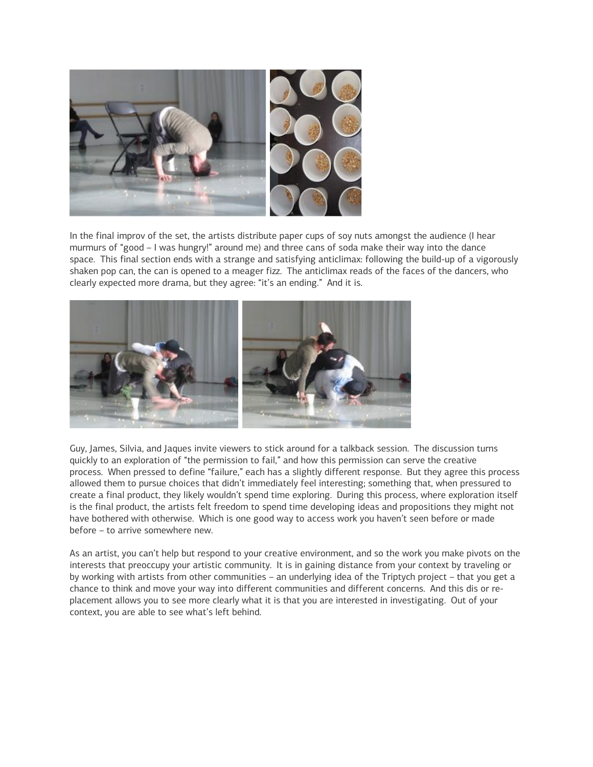In the final improv of the set, the artists distribute paper cups of soy nuts amongst the audience (I hear murmurs of "good – I was hungry!" around me) and three cans of soda make their way into the dance space. This final section ends with a strange and satisfying anticlimax: following the build-up of a vigorously shaken pop can, the can is opened to a meager fizz. The anticlimax reads of the faces of the dancers, who clearly expected more drama, but they agree: "it's an ending." And it is.

Guy, James, Silvia, and Jaques invite viewers to stick around for a talkback session. The discussion turns quickly to an exploration of "the permission to fail," and how this permission can serve the creative process. When pressed to define "failure," each has a slightly different response. But they agree this process allowed them to pursue choices that didn't immediately feel interesting; something that, when pressured to create a final product, they likely wouldn't spend time exploring. During this process, where exploration itself is the final product, the artists felt freedom to spend time developing ideas and propositions they might not have bothered with otherwise. Which is one good way to access work you haven't seen before or made before – to arrive somewhere new.

As an artist, you can't help but respond to your creative environment, and so the work you make pivots on the interests that preoccupy your artistic community. It is in gaining distance from your context by traveling or by working with artists from other communities – an underlying idea of the Triptych project – that you get a chance to think and move your way into different communities and different concerns. And this dis or re-placement allows you to see more clearly what it is that you are interested in investigating. Out of your context, you are able to see what's left behind.